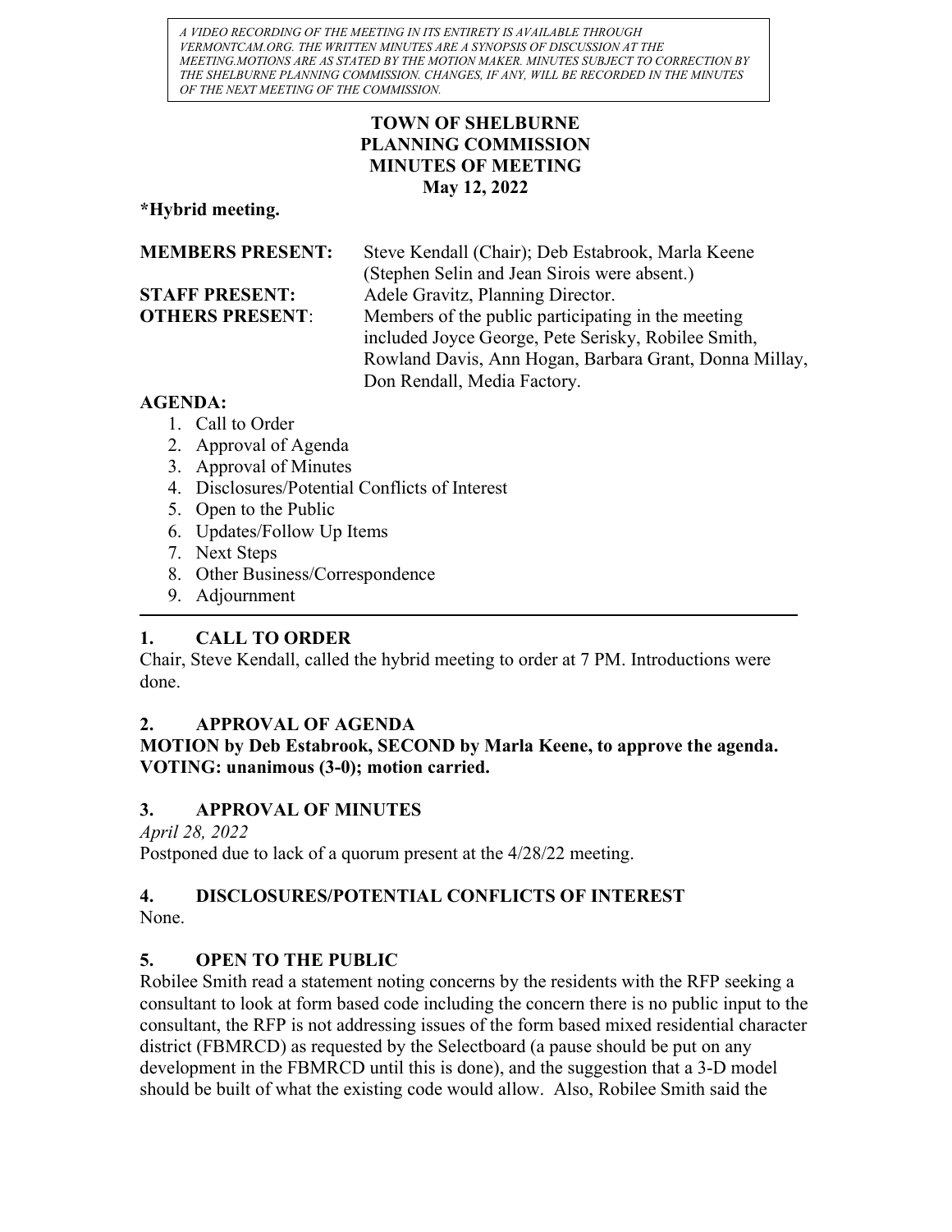*A VIDEO RECORDING OF THE MEETING IN ITS ENTIRETY IS AVAILABLE THROUGH VERMONTCAM.ORG. THE WRITTEN MINUTES ARE A SYNOPSIS OF DISCUSSION AT THE MEETING.MOTIONS ARE AS STATED BY THE MOTION MAKER. MINUTES SUBJECT TO CORRECTION BY THE SHELBURNE PLANNING COMMISSION. CHANGES, IF ANY, WILL BE RECORDED IN THE MINUTES OF THE NEXT MEETING OF THE COMMISSION.*

# TOWN OF SHELBURNE
# PLANNING COMMISSION
# MINUTES OF MEETING
## May 12, 2022

**\*Hybrid meeting.**

**MEMBERS PRESENT:** Steve Kendall (Chair); Deb Estabrook, Marla Keene (Stephen Selin and Jean Sirois were absent.)

**STAFF PRESENT:** Adele Gravitz, Planning Director.

**OTHERS PRESENT**: Members of the public participating in the meeting included Joyce George, Pete Serisky, Robilee Smith, Rowland Davis, Ann Hogan, Barbara Grant, Donna Millay, Don Rendall, Media Factory.

**AGENDA:**

1. Call to Order
2. Approval of Agenda
3. Approval of Minutes
4. Disclosures/Potential Conflicts of Interest
5. Open to the Public
6. Updates/Follow Up Items
7. Next Steps
8. Other Business/Correspondence
9. Adjournment

---

## 1. CALL TO ORDER

Chair, Steve Kendall, called the hybrid meeting to order at 7 PM. Introductions were done.

## 2. APPROVAL OF AGENDA

**MOTION by Deb Estabrook, SECOND by Marla Keene, to approve the agenda. VOTING: unanimous (3-0); motion carried.**

## 3. APPROVAL OF MINUTES

*April 28, 2022*

Postponed due to lack of a quorum present at the 4/28/22 meeting.

## 4. DISCLOSURES/POTENTIAL CONFLICTS OF INTEREST

None.

## 5. OPEN TO THE PUBLIC

Robilee Smith read a statement noting concerns by the residents with the RFP seeking a consultant to look at form based code including the concern there is no public input to the consultant, the RFP is not addressing issues of the form based mixed residential character district (FBMRCD) as requested by the Selectboard (a pause should be put on any development in the FBMRCD until this is done), and the suggestion that a 3-D model should be built of what the existing code would allow. Also, Robilee Smith said the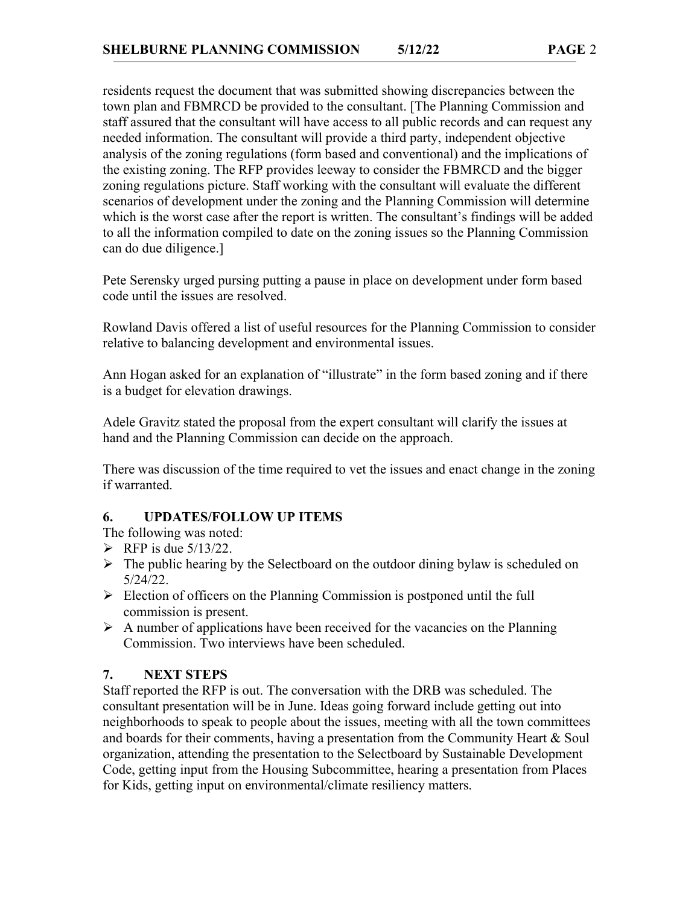residents request the document that was submitted showing discrepancies between the town plan and FBMRCD be provided to the consultant. [The Planning Commission and staff assured that the consultant will have access to all public records and can request any needed information. The consultant will provide a third party, independent objective analysis of the zoning regulations (form based and conventional) and the implications of the existing zoning. The RFP provides leeway to consider the FBMRCD and the bigger zoning regulations picture. Staff working with the consultant will evaluate the different scenarios of development under the zoning and the Planning Commission will determine which is the worst case after the report is written. The consultant's findings will be added to all the information compiled to date on the zoning issues so the Planning Commission can do due diligence.]

Pete Serensky urged pursing putting a pause in place on development under form based code until the issues are resolved.

Rowland Davis offered a list of useful resources for the Planning Commission to consider relative to balancing development and environmental issues.

Ann Hogan asked for an explanation of "illustrate" in the form based zoning and if there is a budget for elevation drawings.

Adele Gravitz stated the proposal from the expert consultant will clarify the issues at hand and the Planning Commission can decide on the approach.

There was discussion of the time required to vet the issues and enact change in the zoning if warranted.

## 6. UPDATES/FOLLOW UP ITEMS

The following was noted:

- RFP is due 5/13/22.
- The public hearing by the Selectboard on the outdoor dining bylaw is scheduled on 5/24/22.
- Election of officers on the Planning Commission is postponed until the full commission is present.
- A number of applications have been received for the vacancies on the Planning Commission. Two interviews have been scheduled.

## 7. NEXT STEPS

Staff reported the RFP is out. The conversation with the DRB was scheduled. The consultant presentation will be in June. Ideas going forward include getting out into neighborhoods to speak to people about the issues, meeting with all the town committees and boards for their comments, having a presentation from the Community Heart & Soul organization, attending the presentation to the Selectboard by Sustainable Development Code, getting input from the Housing Subcommittee, hearing a presentation from Places for Kids, getting input on environmental/climate resiliency matters.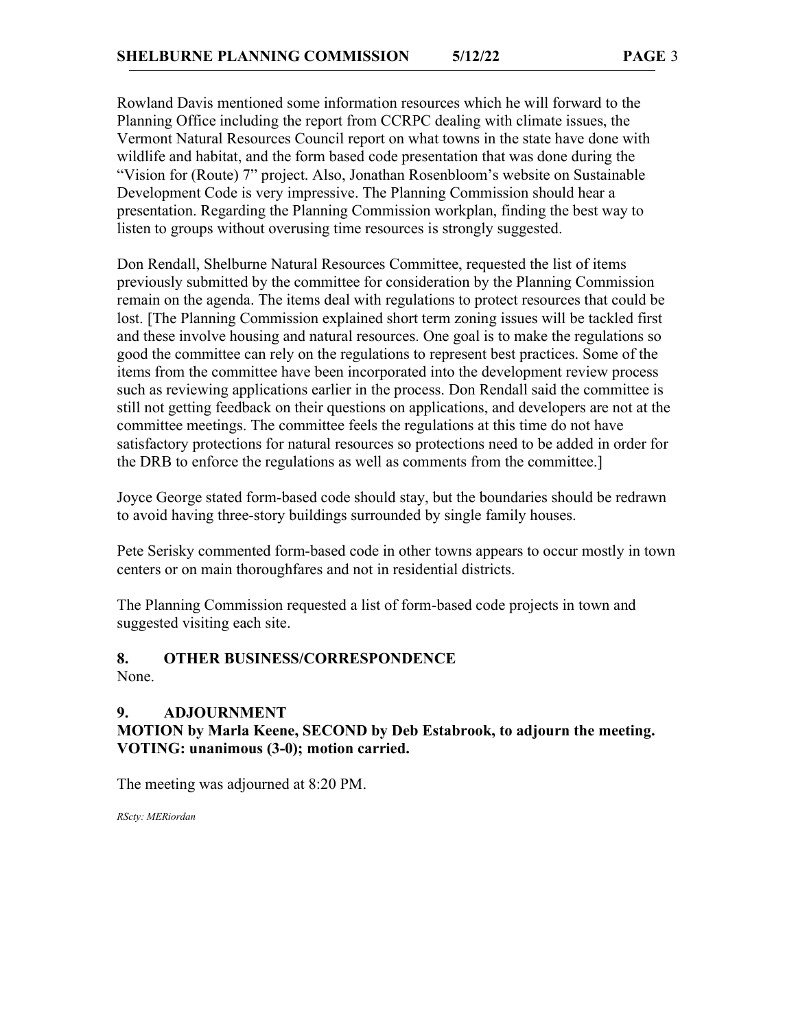Rowland Davis mentioned some information resources which he will forward to the Planning Office including the report from CCRPC dealing with climate issues, the Vermont Natural Resources Council report on what towns in the state have done with wildlife and habitat, and the form based code presentation that was done during the "Vision for (Route) 7" project. Also, Jonathan Rosenbloom's website on Sustainable Development Code is very impressive. The Planning Commission should hear a presentation. Regarding the Planning Commission workplan, finding the best way to listen to groups without overusing time resources is strongly suggested.

Don Rendall, Shelburne Natural Resources Committee, requested the list of items previously submitted by the committee for consideration by the Planning Commission remain on the agenda. The items deal with regulations to protect resources that could be lost. [The Planning Commission explained short term zoning issues will be tackled first and these involve housing and natural resources. One goal is to make the regulations so good the committee can rely on the regulations to represent best practices. Some of the items from the committee have been incorporated into the development review process such as reviewing applications earlier in the process. Don Rendall said the committee is still not getting feedback on their questions on applications, and developers are not at the committee meetings. The committee feels the regulations at this time do not have satisfactory protections for natural resources so protections need to be added in order for the DRB to enforce the regulations as well as comments from the committee.]

Joyce George stated form-based code should stay, but the boundaries should be redrawn to avoid having three-story buildings surrounded by single family houses.

Pete Serisky commented form-based code in other towns appears to occur mostly in town centers or on main thoroughfares and not in residential districts.

The Planning Commission requested a list of form-based code projects in town and suggested visiting each site.

## 8. OTHER BUSINESS/CORRESPONDENCE

None.

## 9. ADJOURNMENT

**MOTION by Marla Keene, SECOND by Deb Estabrook, to adjourn the meeting. VOTING: unanimous (3-0); motion carried.**

The meeting was adjourned at 8:20 PM.

*RScty: MERiordan*